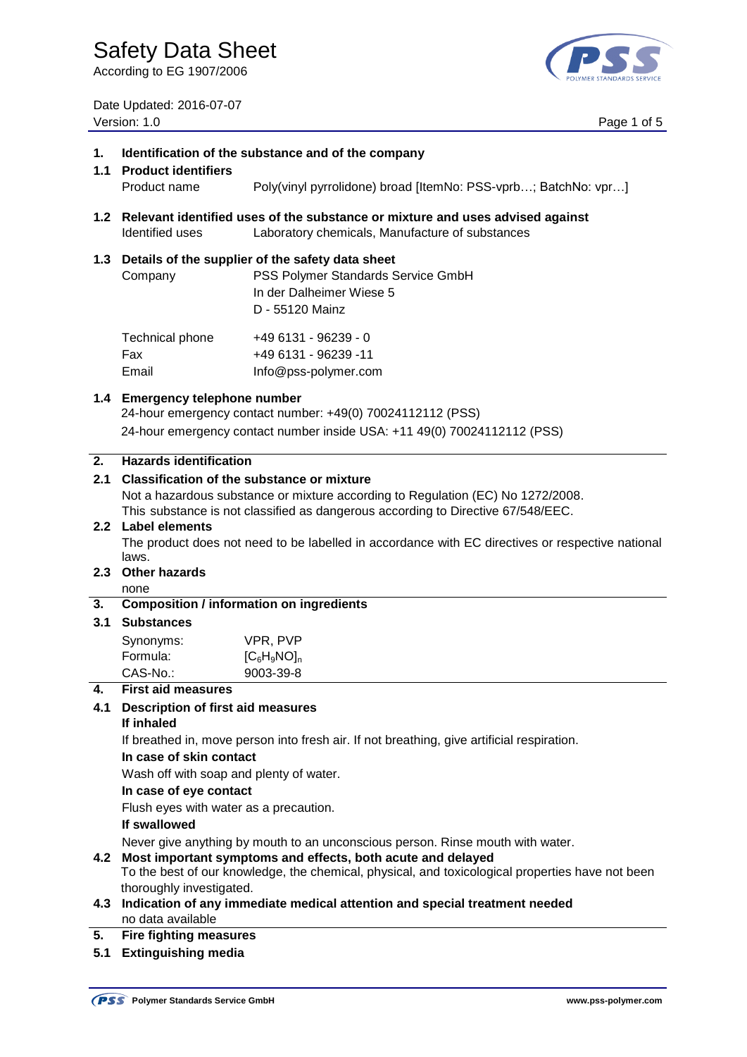# Safety Data Sheet

According to EG 1907/2006

Date Updated: 2016-07-07
Version: 1.0

## 1. Identification of the substance and of the company

### 1.1 Product identifiers

| | |
|---|---|
| Product name | Poly(vinyl pyrrolidone) broad [ItemNo: PSS-vprb…; BatchNo: vpr…] |

### 1.2 Relevant identified uses of the substance or mixture and uses advised against

| | |
|---|---|
| Identified uses | Laboratory chemicals, Manufacture of substances |

### 1.3 Details of the supplier of the safety data sheet

| | |
|---|---|
| Company | PSS Polymer Standards Service GmbH<br>In der Dalheimer Wiese 5<br>D - 55120 Mainz |
| Technical phone | +49 6131 - 96239 - 0 |
| Fax | +49 6131 - 96239 -11 |
| Email | Info@pss-polymer.com |

### 1.4 Emergency telephone number

24-hour emergency contact number: +49(0) 70024112112 (PSS)

24-hour emergency contact number inside USA: +11 49(0) 70024112112 (PSS)

## 2. Hazards identification

### 2.1 Classification of the substance or mixture

Not a hazardous substance or mixture according to Regulation (EC) No 1272/2008.
This substance is not classified as dangerous according to Directive 67/548/EEC.

### 2.2 Label elements

The product does not need to be labelled in accordance with EC directives or respective national laws.

### 2.3 Other hazards

none

## 3. Composition / information on ingredients

### 3.1 Substances

| | |
|---|---|
| Synonyms: | VPR, PVP |
| Formula: | $[C_6H_9NO]_n$ |
| CAS-No.: | 9003-39-8 |

## 4. First aid measures

### 4.1 Description of first aid measures

**If inhaled**

If breathed in, move person into fresh air. If not breathing, give artificial respiration.

**In case of skin contact**

Wash off with soap and plenty of water.

**In case of eye contact**

Flush eyes with water as a precaution.

**If swallowed**

Never give anything by mouth to an unconscious person. Rinse mouth with water.

### 4.2 Most important symptoms and effects, both acute and delayed

To the best of our knowledge, the chemical, physical, and toxicological properties have not been thoroughly investigated.

### 4.3 Indication of any immediate medical attention and special treatment needed

no data available

## 5. Fire fighting measures

### 5.1 Extinguishing media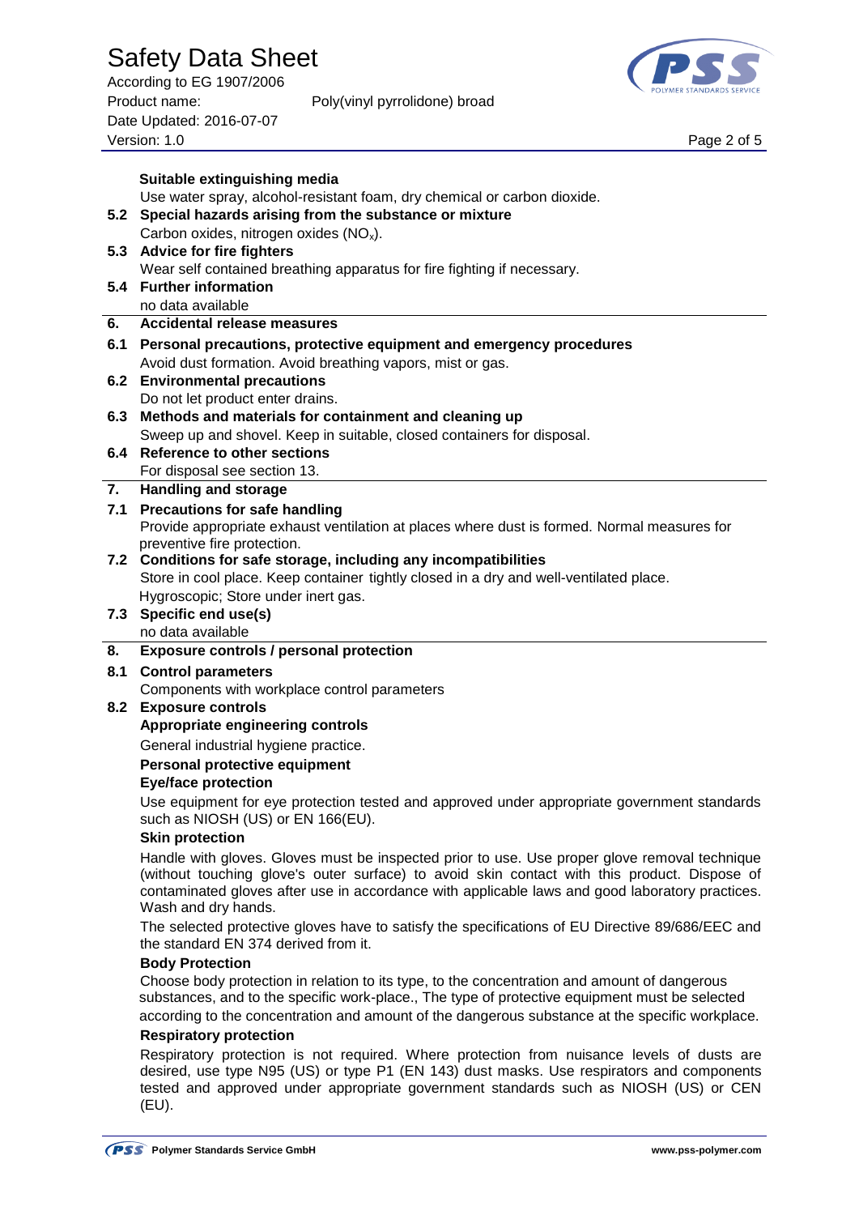**Suitable extinguishing media**

Use water spray, alcohol-resistant foam, dry chemical or carbon dioxide.

**5.2 Special hazards arising from the substance or mixture**

Carbon oxides, nitrogen oxides ($NO_x$).

**5.3 Advice for fire fighters**

Wear self contained breathing apparatus for fire fighting if necessary.

**5.4 Further information**

no data available

## 6. Accidental release measures

**6.1 Personal precautions, protective equipment and emergency procedures**

Avoid dust formation. Avoid breathing vapors, mist or gas.

**6.2 Environmental precautions**

Do not let product enter drains.

**6.3 Methods and materials for containment and cleaning up**

Sweep up and shovel. Keep in suitable, closed containers for disposal.

**6.4 Reference to other sections**

For disposal see section 13.

## 7. Handling and storage

**7.1 Precautions for safe handling**

Provide appropriate exhaust ventilation at places where dust is formed. Normal measures for preventive fire protection.

**7.2 Conditions for safe storage, including any incompatibilities**

Store in cool place. Keep container tightly closed in a dry and well-ventilated place. Hygroscopic; Store under inert gas.

**7.3 Specific end use(s)**

no data available

## 8. Exposure controls / personal protection

**8.1 Control parameters**

Components with workplace control parameters

**8.2 Exposure controls**

**Appropriate engineering controls**

General industrial hygiene practice.

**Personal protective equipment**

**Eye/face protection**

Use equipment for eye protection tested and approved under appropriate government standards such as NIOSH (US) or EN 166(EU).

**Skin protection**

Handle with gloves. Gloves must be inspected prior to use. Use proper glove removal technique (without touching glove's outer surface) to avoid skin contact with this product. Dispose of contaminated gloves after use in accordance with applicable laws and good laboratory practices. Wash and dry hands.

The selected protective gloves have to satisfy the specifications of EU Directive 89/686/EEC and the standard EN 374 derived from it.

**Body Protection**

Choose body protection in relation to its type, to the concentration and amount of dangerous substances, and to the specific work-place., The type of protective equipment must be selected according to the concentration and amount of the dangerous substance at the specific workplace.

**Respiratory protection**

Respiratory protection is not required. Where protection from nuisance levels of dusts are desired, use type N95 (US) or type P1 (EN 143) dust masks. Use respirators and components tested and approved under appropriate government standards such as NIOSH (US) or CEN (EU).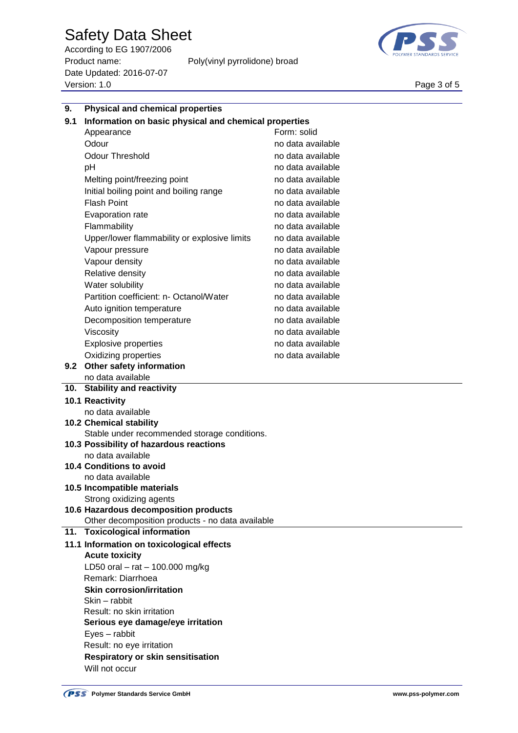## 9. Physical and chemical properties

### 9.1 Information on basic physical and chemical properties

| Property | Value |
|---|---|
| Appearance | Form: solid |
| Odour | no data available |
| Odour Threshold | no data available |
| pH | no data available |
| Melting point/freezing point | no data available |
| Initial boiling point and boiling range | no data available |
| Flash Point | no data available |
| Evaporation rate | no data available |
| Flammability | no data available |
| Upper/lower flammability or explosive limits | no data available |
| Vapour pressure | no data available |
| Vapour density | no data available |
| Relative density | no data available |
| Water solubility | no data available |
| Partition coefficient: n- Octanol/Water | no data available |
| Auto ignition temperature | no data available |
| Decomposition temperature | no data available |
| Viscosity | no data available |
| Explosive properties | no data available |
| Oxidizing properties | no data available |

### 9.2 Other safety information

no data available

## 10. Stability and reactivity

### 10.1 Reactivity

no data available

### 10.2 Chemical stability

Stable under recommended storage conditions.

### 10.3 Possibility of hazardous reactions

no data available

### 10.4 Conditions to avoid

no data available

### 10.5 Incompatible materials

Strong oxidizing agents

### 10.6 Hazardous decomposition products

Other decomposition products - no data available

## 11. Toxicological information

### 11.1 Information on toxicological effects

**Acute toxicity**

LD50 oral – rat – 100.000 mg/kg

Remark: Diarrhoea

**Skin corrosion/irritation**

Skin – rabbit

Result: no skin irritation

**Serious eye damage/eye irritation**

Eyes – rabbit

Result: no eye irritation

**Respiratory or skin sensitisation**

Will not occur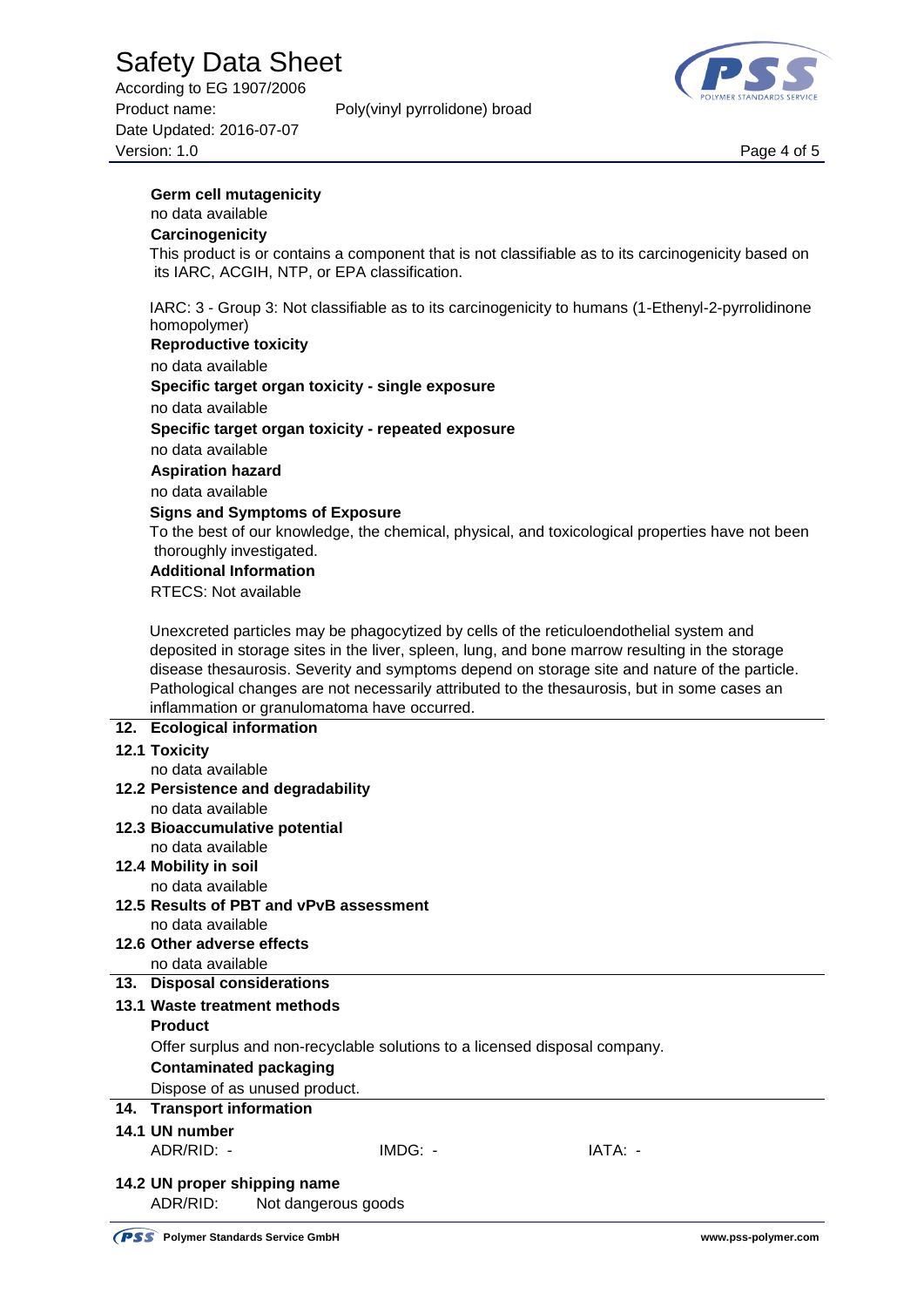**Germ cell mutagenicity**

no data available

**Carcinogenicity**

This product is or contains a component that is not classifiable as to its carcinogenicity based on its IARC, ACGIH, NTP, or EPA classification.

IARC: 3 - Group 3: Not classifiable as to its carcinogenicity to humans (1-Ethenyl-2-pyrrolidinone homopolymer)

**Reproductive toxicity**

no data available

**Specific target organ toxicity - single exposure**

no data available

**Specific target organ toxicity - repeated exposure**

no data available

**Aspiration hazard**

no data available

**Signs and Symptoms of Exposure**

To the best of our knowledge, the chemical, physical, and toxicological properties have not been thoroughly investigated.

**Additional Information**

RTECS: Not available

Unexcreted particles may be phagocytized by cells of the reticuloendothelial system and deposited in storage sites in the liver, spleen, lung, and bone marrow resulting in the storage disease thesaurosis. Severity and symptoms depend on storage site and nature of the particle. Pathological changes are not necessarily attributed to the thesaurosis, but in some cases an inflammation or granulomatoma have occurred.

## 12. Ecological information

### 12.1 Toxicity

no data available

### 12.2 Persistence and degradability

no data available

### 12.3 Bioaccumulative potential

no data available

### 12.4 Mobility in soil

no data available

### 12.5 Results of PBT and vPvB assessment

no data available

### 12.6 Other adverse effects

no data available

## 13. Disposal considerations

### 13.1 Waste treatment methods

**Product**

Offer surplus and non-recyclable solutions to a licensed disposal company.

**Contaminated packaging**

Dispose of as unused product.

## 14. Transport information

### 14.1 UN number

ADR/RID: - IMDG: - IATA: -

### 14.2 UN proper shipping name

ADR/RID: Not dangerous goods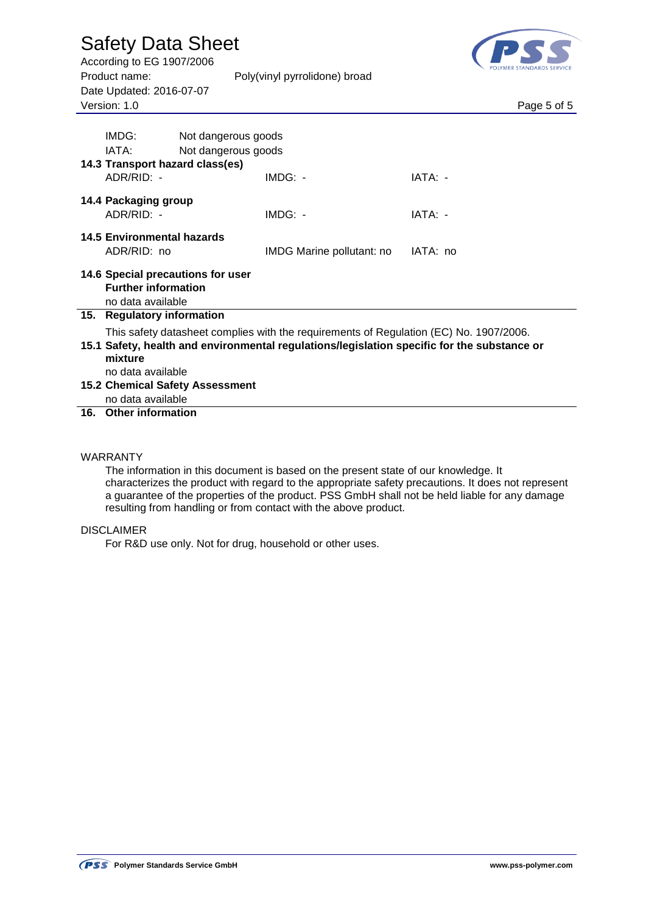IMDG: Not dangerous goods
IATA: Not dangerous goods

**14.3 Transport hazard class(es)**

| | | |
|---|---|---|
| ADR/RID: - | IMDG: - | IATA: - |

**14.4 Packaging group**

| | | |
|---|---|---|
| ADR/RID: - | IMDG: - | IATA: - |

**14.5 Environmental hazards**

| | | |
|---|---|---|
| ADR/RID: no | IMDG Marine pollutant: no | IATA: no |

**14.6 Special precautions for user**

**Further information**

no data available

## 15. Regulatory information

This safety datasheet complies with the requirements of Regulation (EC) No. 1907/2006.

**15.1 Safety, health and environmental regulations/legislation specific for the substance or mixture**

no data available

**15.2 Chemical Safety Assessment**

no data available

## 16. Other information

WARRANTY

The information in this document is based on the present state of our knowledge. It characterizes the product with regard to the appropriate safety precautions. It does not represent a guarantee of the properties of the product. PSS GmbH shall not be held liable for any damage resulting from handling or from contact with the above product.

DISCLAIMER

For R&D use only. Not for drug, household or other uses.